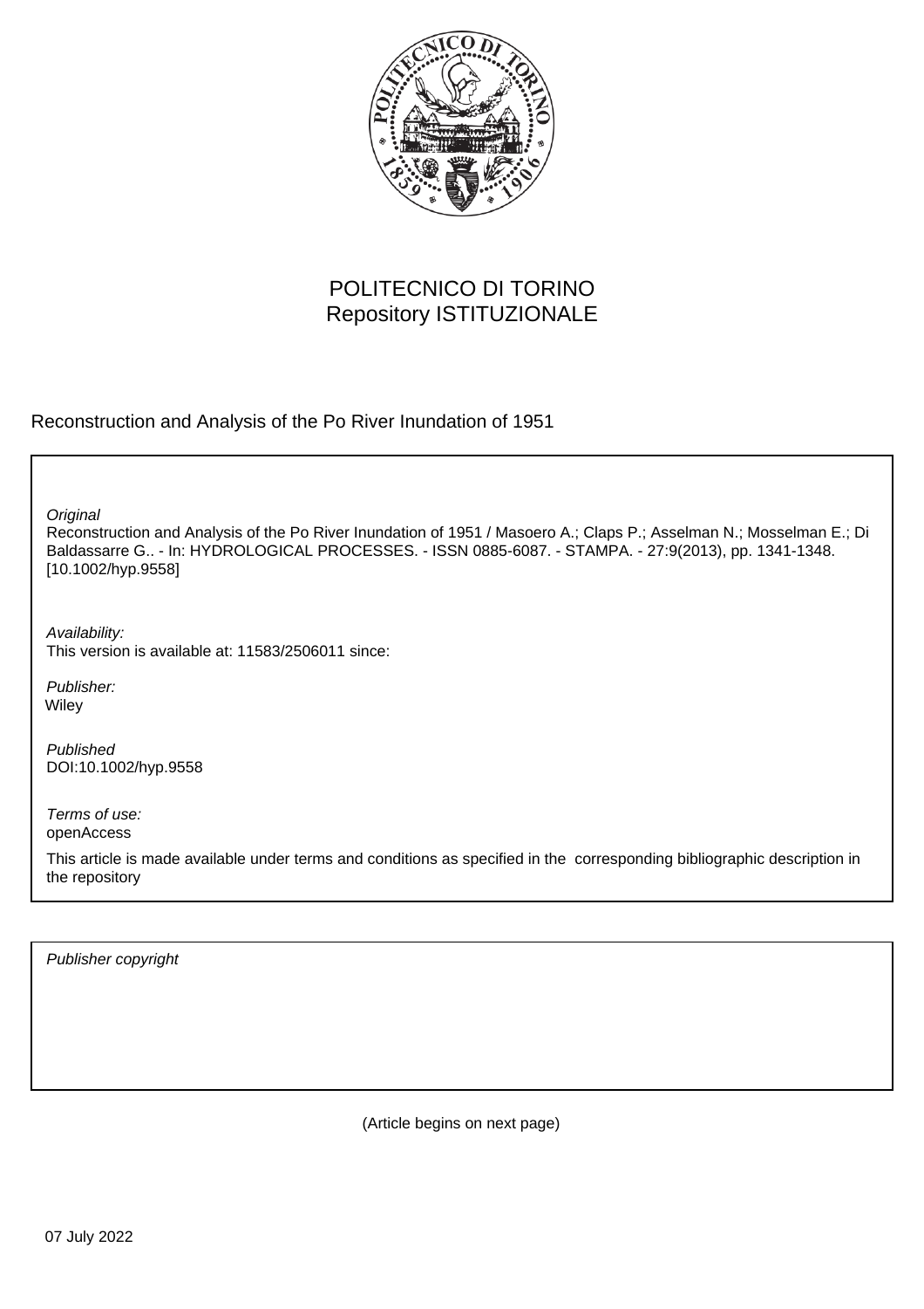POLITECNICO DI TORINO
Repository ISTITUZIONALE

Reconstruction and Analysis of the Po River Inundation of 1951

*Original*
Reconstruction and Analysis of the Po River Inundation of 1951 / Masoero A.; Claps P.; Asselman N.; Mosselman E.; Di Baldassarre G.. - In: HYDROLOGICAL PROCESSES. - ISSN 0885-6087. - STAMPA. - 27:9(2013), pp. 1341-1348. [10.1002/hyp.9558]

*Availability:*
This version is available at: 11583/2506011 since:

*Publisher:*
Wiley

*Published*
DOI:10.1002/hyp.9558

*Terms of use:*
openAccess

This article is made available under terms and conditions as specified in the corresponding bibliographic description in the repository

*Publisher copyright*

(Article begins on next page)

07 July 2022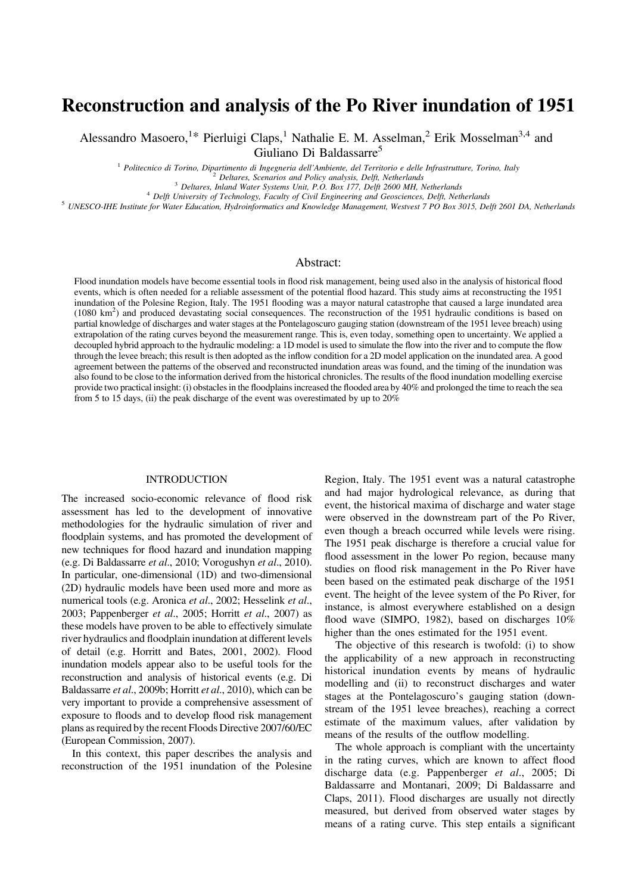# Reconstruction and analysis of the Po River inundation of 1951

Alessandro Masoero,[1]* Pierluigi Claps,[1] Nathalie E. M. Asselman,[2] Erik Mosselman[3,4] and Giuliano Di Baldassarre[5]

[1] *Politecnico di Torino, Dipartimento di Ingegneria dell'Ambiente, del Territorio e delle Infrastrutture, Torino, Italy*
[2] *Deltares, Scenarios and Policy analysis, Delft, Netherlands*
[3] *Deltares, Inland Water Systems Unit, P.O. Box 177, Delft 2600 MH, Netherlands*
[4] *Delft University of Technology, Faculty of Civil Engineering and Geosciences, Delft, Netherlands*
[5] *UNESCO-IHE Institute for Water Education, Hydroinformatics and Knowledge Management, Westvest 7 PO Box 3015, Delft 2601 DA, Netherlands*

## Abstract:

Flood inundation models have become essential tools in flood risk management, being used also in the analysis of historical flood events, which is often needed for a reliable assessment of the potential flood hazard. This study aims at reconstructing the 1951 inundation of the Polesine Region, Italy. The 1951 flooding was a mayor natural catastrophe that caused a large inundated area (1080 km$^2$) and produced devastating social consequences. The reconstruction of the 1951 hydraulic conditions is based on partial knowledge of discharges and water stages at the Pontelagoscuro gauging station (downstream of the 1951 levee breach) using extrapolation of the rating curves beyond the measurement range. This is, even today, something open to uncertainty. We applied a decoupled hybrid approach to the hydraulic modeling: a 1D model is used to simulate the flow into the river and to compute the flow through the levee breach; this result is then adopted as the inflow condition for a 2D model application on the inundated area. A good agreement between the patterns of the observed and reconstructed inundation areas was found, and the timing of the inundation was also found to be close to the information derived from the historical chronicles. The results of the flood inundation modelling exercise provide two practical insight: (i) obstacles in the floodplains increased the flooded area by 40% and prolonged the time to reach the sea from 5 to 15 days, (ii) the peak discharge of the event was overestimated by up to 20%

## INTRODUCTION

The increased socio-economic relevance of flood risk assessment has led to the development of innovative methodologies for the hydraulic simulation of river and floodplain systems, and has promoted the development of new techniques for flood hazard and inundation mapping (e.g. Di Baldassarre *et al*., 2010; Vorogushyn *et al*., 2010). In particular, one-dimensional (1D) and two-dimensional (2D) hydraulic models have been used more and more as numerical tools (e.g. Aronica *et al*., 2002; Hesselink *et al*., 2003; Pappenberger *et al*., 2005; Horritt *et al*., 2007) as these models have proven to be able to effectively simulate river hydraulics and floodplain inundation at different levels of detail (e.g. Horritt and Bates, 2001, 2002). Flood inundation models appear also to be useful tools for the reconstruction and analysis of historical events (e.g. Di Baldassarre *et al*., 2009b; Horritt *et al*., 2010), which can be very important to provide a comprehensive assessment of exposure to floods and to develop flood risk management plans as required by the recent Floods Directive 2007/60/EC (European Commission, 2007).

In this context, this paper describes the analysis and reconstruction of the 1951 inundation of the Polesine Region, Italy. The 1951 event was a natural catastrophe and had major hydrological relevance, as during that event, the historical maxima of discharge and water stage were observed in the downstream part of the Po River, even though a breach occurred while levels were rising. The 1951 peak discharge is therefore a crucial value for flood assessment in the lower Po region, because many studies on flood risk management in the Po River have been based on the estimated peak discharge of the 1951 event. The height of the levee system of the Po River, for instance, is almost everywhere established on a design flood wave (SIMPO, 1982), based on discharges 10% higher than the ones estimated for the 1951 event.

The objective of this research is twofold: (i) to show the applicability of a new approach in reconstructing historical inundation events by means of hydraulic modelling and (ii) to reconstruct discharges and water stages at the Pontelagoscuro's gauging station (downstream of the 1951 levee breaches), reaching a correct estimate of the maximum values, after validation by means of the results of the outflow modelling.

The whole approach is compliant with the uncertainty in the rating curves, which are known to affect flood discharge data (e.g. Pappenberger *et al*., 2005; Di Baldassarre and Montanari, 2009; Di Baldassarre and Claps, 2011). Flood discharges are usually not directly measured, but derived from observed water stages by means of a rating curve. This step entails a significant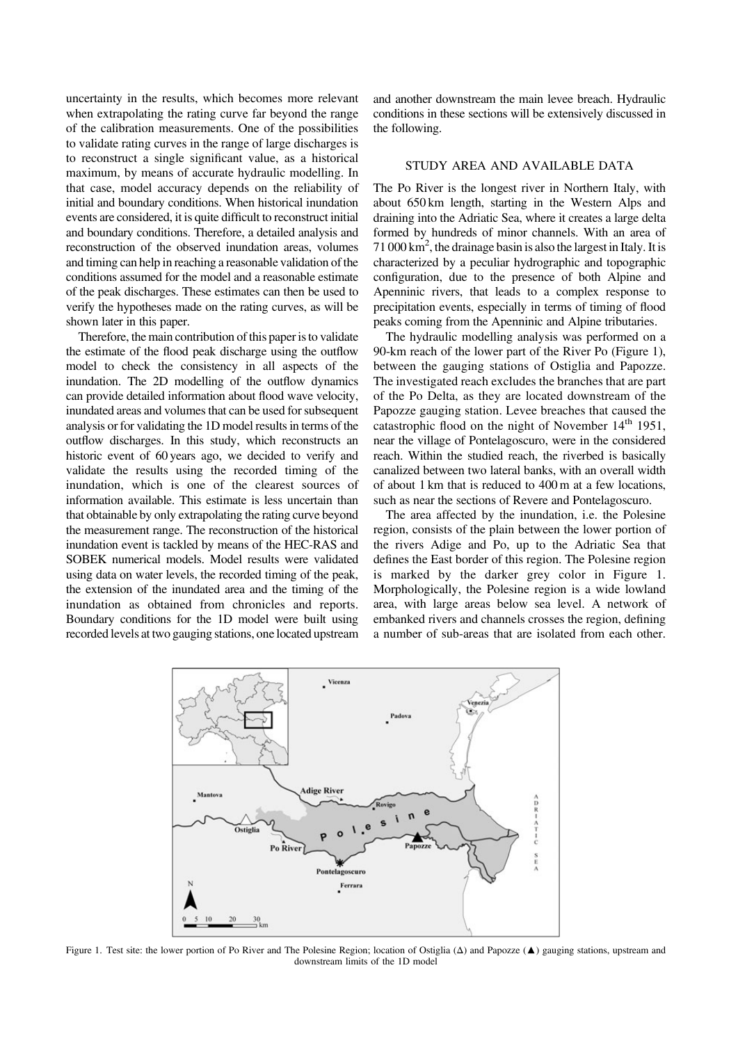uncertainty in the results, which becomes more relevant when extrapolating the rating curve far beyond the range of the calibration measurements. One of the possibilities to validate rating curves in the range of large discharges is to reconstruct a single significant value, as a historical maximum, by means of accurate hydraulic modelling. In that case, model accuracy depends on the reliability of initial and boundary conditions. When historical inundation events are considered, it is quite difficult to reconstruct initial and boundary conditions. Therefore, a detailed analysis and reconstruction of the observed inundation areas, volumes and timing can help in reaching a reasonable validation of the conditions assumed for the model and a reasonable estimate of the peak discharges. These estimates can then be used to verify the hypotheses made on the rating curves, as will be shown later in this paper.

Therefore, the main contribution of this paper is to validate the estimate of the flood peak discharge using the outflow model to check the consistency in all aspects of the inundation. The 2D modelling of the outflow dynamics can provide detailed information about flood wave velocity, inundated areas and volumes that can be used for subsequent analysis or for validating the 1D model results in terms of the outflow discharges. In this study, which reconstructs an historic event of 60 years ago, we decided to verify and validate the results using the recorded timing of the inundation, which is one of the clearest sources of information available. This estimate is less uncertain than that obtainable by only extrapolating the rating curve beyond the measurement range. The reconstruction of the historical inundation event is tackled by means of the HEC-RAS and SOBEK numerical models. Model results were validated using data on water levels, the recorded timing of the peak, the extension of the inundated area and the timing of the inundation as obtained from chronicles and reports. Boundary conditions for the 1D model were built using recorded levels at two gauging stations, one located upstream and another downstream the main levee breach. Hydraulic conditions in these sections will be extensively discussed in the following.

## STUDY AREA AND AVAILABLE DATA

The Po River is the longest river in Northern Italy, with about 650 km length, starting in the Western Alps and draining into the Adriatic Sea, where it creates a large delta formed by hundreds of minor channels. With an area of 71 000 km$^2$, the drainage basin is also the largest in Italy. It is characterized by a peculiar hydrographic and topographic configuration, due to the presence of both Alpine and Apenninic rivers, that leads to a complex response to precipitation events, especially in terms of timing of flood peaks coming from the Apenninic and Alpine tributaries.

The hydraulic modelling analysis was performed on a 90-km reach of the lower part of the River Po (Figure 1), between the gauging stations of Ostiglia and Papozze. The investigated reach excludes the branches that are part of the Po Delta, as they are located downstream of the Papozze gauging station. Levee breaches that caused the catastrophic flood on the night of November 14$^{th}$ 1951, near the village of Pontelagoscuro, were in the considered reach. Within the studied reach, the riverbed is basically canalized between two lateral banks, with an overall width of about 1 km that is reduced to 400 m at a few locations, such as near the sections of Revere and Pontelagoscuro.

The area affected by the inundation, i.e. the Polesine region, consists of the plain between the lower portion of the rivers Adige and Po, up to the Adriatic Sea that defines the East border of this region. The Polesine region is marked by the darker grey color in Figure 1. Morphologically, the Polesine region is a wide lowland area, with large areas below sea level. A network of embanked rivers and channels crosses the region, defining a number of sub-areas that are isolated from each other.

Vicenza
Padova
Venezia
Mantova
Adige River
Rovigo
Ostiglia
Po River
P o l e s i n e
Papozze
Pontelagoscuro
Ferrara
ADRIATIC SEA
N
0 5 10 20 30 km

Figure 1. Test site: the lower portion of Po River and The Polesine Region; location of Ostiglia (Δ) and Papozze (▲) gauging stations, upstream and downstream limits of the 1D model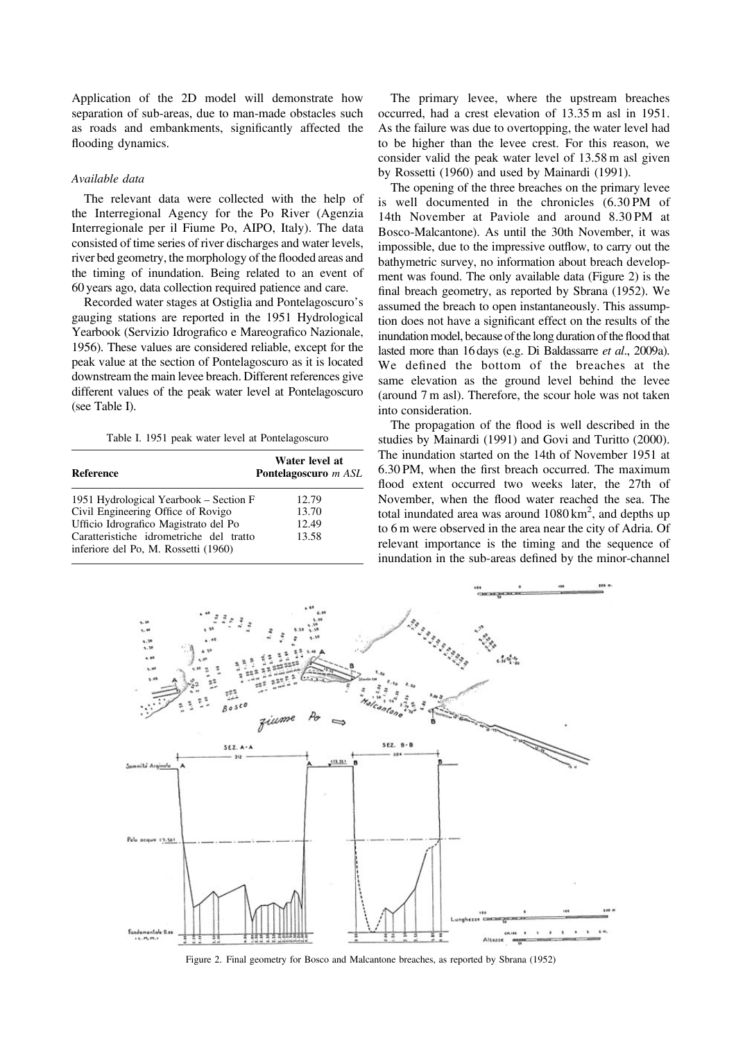Application of the 2D model will demonstrate how separation of sub-areas, due to man-made obstacles such as roads and embankments, significantly affected the flooding dynamics.

### *Available data*

The relevant data were collected with the help of the Interregional Agency for the Po River (Agenzia Interregionale per il Fiume Po, AIPO, Italy). The data consisted of time series of river discharges and water levels, river bed geometry, the morphology of the flooded areas and the timing of inundation. Being related to an event of 60 years ago, data collection required patience and care.

Recorded water stages at Ostiglia and Pontelagoscuro's gauging stations are reported in the 1951 Hydrological Yearbook (Servizio Idrografico e Mareografico Nazionale, 1956). These values are considered reliable, except for the peak value at the section of Pontelagoscuro as it is located downstream the main levee breach. Different references give different values of the peak water level at Pontelagoscuro (see Table I).

Table I. 1951 peak water level at Pontelagoscuro

| Reference | Water level at Pontelagoscuro *m ASL* |
|---|---|
| 1951 Hydrological Yearbook – Section F | 12.79 |
| Civil Engineering Office of Rovigo | 13.70 |
| Ufficio Idrografico Magistrato del Po | 12.49 |
| Caratteristiche idrometriche del tratto inferiore del Po, M. Rossetti (1960) | 13.58 |

The primary levee, where the upstream breaches occurred, had a crest elevation of 13.35 m asl in 1951. As the failure was due to overtopping, the water level had to be higher than the levee crest. For this reason, we consider valid the peak water level of 13.58 m asl given by Rossetti (1960) and used by Mainardi (1991).

The opening of the three breaches on the primary levee is well documented in the chronicles (6.30 PM of 14th November at Paviole and around 8.30 PM at Bosco-Malcantone). As until the 30th November, it was impossible, due to the impressive outflow, to carry out the bathymetric survey, no information about breach development was found. The only available data (Figure 2) is the final breach geometry, as reported by Sbrana (1952). We assumed the breach to open instantaneously. This assumption does not have a significant effect on the results of the inundation model, because of the long duration of the flood that lasted more than 16 days (e.g. Di Baldassarre *et al*., 2009a). We defined the bottom of the breaches at the same elevation as the ground level behind the levee (around 7 m asl). Therefore, the scour hole was not taken into consideration.

The propagation of the flood is well described in the studies by Mainardi (1991) and Govi and Turitto (2000). The inundation started on the 14th of November 1951 at 6.30 PM, when the first breach occurred. The maximum flood extent occurred two weeks later, the 27th of November, when the flood water reached the sea. The total inundated area was around 1080 km$^2$, and depths up to 6 m were observed in the area near the city of Adria. Of relevant importance is the timing and the sequence of inundation in the sub-areas defined by the minor-channel

Figure 2. Final geometry for Bosco and Malcantone breaches, as reported by Sbrana (1952)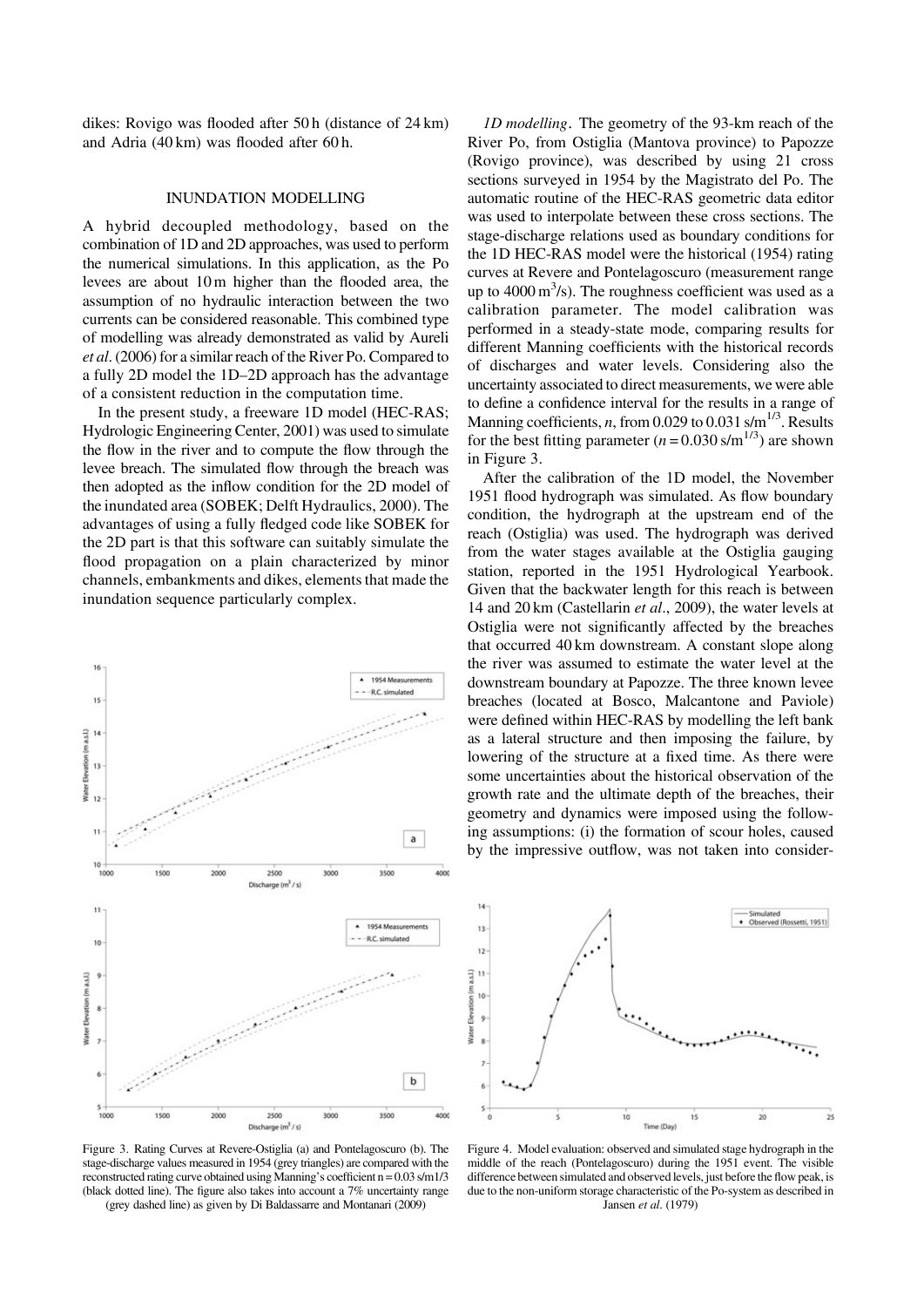dikes: Rovigo was flooded after 50 h (distance of 24 km) and Adria (40 km) was flooded after 60 h.

## INUNDATION MODELLING

A hybrid decoupled methodology, based on the combination of 1D and 2D approaches, was used to perform the numerical simulations. In this application, as the Po levees are about 10 m higher than the flooded area, the assumption of no hydraulic interaction between the two currents can be considered reasonable. This combined type of modelling was already demonstrated as valid by Aureli *et al*. (2006) for a similar reach of the River Po. Compared to a fully 2D model the 1D–2D approach has the advantage of a consistent reduction in the computation time.

In the present study, a freeware 1D model (HEC-RAS; Hydrologic Engineering Center, 2001) was used to simulate the flow in the river and to compute the flow through the levee breach. The simulated flow through the breach was then adopted as the inflow condition for the 2D model of the inundated area (SOBEK; Delft Hydraulics, 2000). The advantages of using a fully fledged code like SOBEK for the 2D part is that this software can suitably simulate the flood propagation on a plain characterized by minor channels, embankments and dikes, elements that made the inundation sequence particularly complex.

Figure 3. Rating Curves at Revere-Ostiglia (a) and Pontelagoscuro (b). The stage-discharge values measured in 1954 (grey triangles) are compared with the reconstructed rating curve obtained using Manning's coefficient n = 0.03 s/m1/3 (black dotted line). The figure also takes into account a 7% uncertainty range (grey dashed line) as given by Di Baldassarre and Montanari (2009)

*1D modelling*. The geometry of the 93-km reach of the River Po, from Ostiglia (Mantova province) to Papozze (Rovigo province), was described by using 21 cross sections surveyed in 1954 by the Magistrato del Po. The automatic routine of the HEC-RAS geometric data editor was used to interpolate between these cross sections. The stage-discharge relations used as boundary conditions for the 1D HEC-RAS model were the historical (1954) rating curves at Revere and Pontelagoscuro (measurement range up to 4000 $m^3$/s). The roughness coefficient was used as a calibration parameter. The model calibration was performed in a steady-state mode, comparing results for different Manning coefficients with the historical records of discharges and water levels. Considering also the uncertainty associated to direct measurements, we were able to define a confidence interval for the results in a range of Manning coefficients, $n$, from 0.029 to 0.031 s/$m^{1/3}$. Results for the best fitting parameter ($n = 0.030$ s/$m^{1/3}$) are shown in Figure 3.

After the calibration of the 1D model, the November 1951 flood hydrograph was simulated. As flow boundary condition, the hydrograph at the upstream end of the reach (Ostiglia) was used. The hydrograph was derived from the water stages available at the Ostiglia gauging station, reported in the 1951 Hydrological Yearbook. Given that the backwater length for this reach is between 14 and 20 km (Castellarin *et al*., 2009), the water levels at Ostiglia were not significantly affected by the breaches that occurred 40 km downstream. A constant slope along the river was assumed to estimate the water level at the downstream boundary at Papozze. The three known levee breaches (located at Bosco, Malcantone and Paviole) were defined within HEC-RAS by modelling the left bank as a lateral structure and then imposing the failure, by lowering of the structure at a fixed time. As there were some uncertainties about the historical observation of the growth rate and the ultimate depth of the breaches, their geometry and dynamics were imposed using the following assumptions: (i) the formation of scour holes, caused by the impressive outflow, was not taken into consider-

Figure 4. Model evaluation: observed and simulated stage hydrograph in the middle of the reach (Pontelagoscuro) during the 1951 event. The visible difference between simulated and observed levels, just before the flow peak, is due to the non-uniform storage characteristic of the Po-system as described in Jansen *et al*. (1979)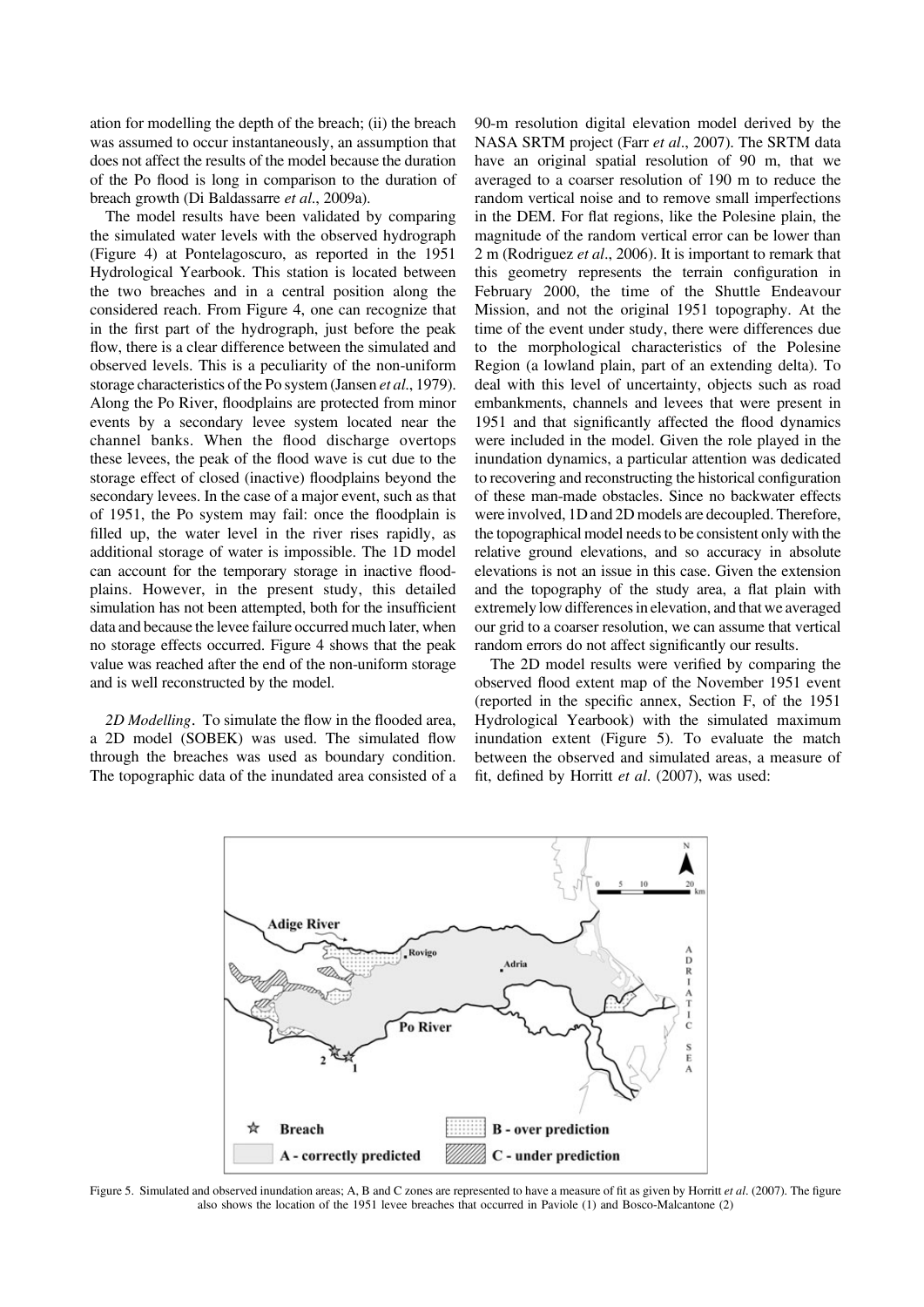ation for modelling the depth of the breach; (ii) the breach was assumed to occur instantaneously, an assumption that does not affect the results of the model because the duration of the Po flood is long in comparison to the duration of breach growth (Di Baldassarre *et al*., 2009a).

The model results have been validated by comparing the simulated water levels with the observed hydrograph (Figure 4) at Pontelagoscuro, as reported in the 1951 Hydrological Yearbook. This station is located between the two breaches and in a central position along the considered reach. From Figure 4, one can recognize that in the first part of the hydrograph, just before the peak flow, there is a clear difference between the simulated and observed levels. This is a peculiarity of the non-uniform storage characteristics of the Po system (Jansen *et al*., 1979). Along the Po River, floodplains are protected from minor events by a secondary levee system located near the channel banks. When the flood discharge overtops these levees, the peak of the flood wave is cut due to the storage effect of closed (inactive) floodplains beyond the secondary levees. In the case of a major event, such as that of 1951, the Po system may fail: once the floodplain is filled up, the water level in the river rises rapidly, as additional storage of water is impossible. The 1D model can account for the temporary storage in inactive floodplains. However, in the present study, this detailed simulation has not been attempted, both for the insufficient data and because the levee failure occurred much later, when no storage effects occurred. Figure 4 shows that the peak value was reached after the end of the non-uniform storage and is well reconstructed by the model.

*2D Modelling*. To simulate the flow in the flooded area, a 2D model (SOBEK) was used. The simulated flow through the breaches was used as boundary condition. The topographic data of the inundated area consisted of a 90-m resolution digital elevation model derived by the NASA SRTM project (Farr *et al*., 2007). The SRTM data have an original spatial resolution of 90 m, that we averaged to a coarser resolution of 190 m to reduce the random vertical noise and to remove small imperfections in the DEM. For flat regions, like the Polesine plain, the magnitude of the random vertical error can be lower than 2 m (Rodriguez *et al*., 2006). It is important to remark that this geometry represents the terrain configuration in February 2000, the time of the Shuttle Endeavour Mission, and not the original 1951 topography. At the time of the event under study, there were differences due to the morphological characteristics of the Polesine Region (a lowland plain, part of an extending delta). To deal with this level of uncertainty, objects such as road embankments, channels and levees that were present in 1951 and that significantly affected the flood dynamics were included in the model. Given the role played in the inundation dynamics, a particular attention was dedicated to recovering and reconstructing the historical configuration of these man-made obstacles. Since no backwater effects were involved, 1D and 2D models are decoupled. Therefore, the topographical model needs to be consistent only with the relative ground elevations, and so accuracy in absolute elevations is not an issue in this case. Given the extension and the topography of the study area, a flat plain with extremely low differences in elevation, and that we averaged our grid to a coarser resolution, we can assume that vertical random errors do not affect significantly our results.

The 2D model results were verified by comparing the observed flood extent map of the November 1951 event (reported in the specific annex, Section F, of the 1951 Hydrological Yearbook) with the simulated maximum inundation extent (Figure 5). To evaluate the match between the observed and simulated areas, a measure of fit, defined by Horritt *et al*. (2007), was used:

Figure 5. Simulated and observed inundation areas; A, B and C zones are represented to have a measure of fit as given by Horritt *et al*. (2007). The figure also shows the location of the 1951 levee breaches that occurred in Paviole (1) and Bosco-Malcantone (2)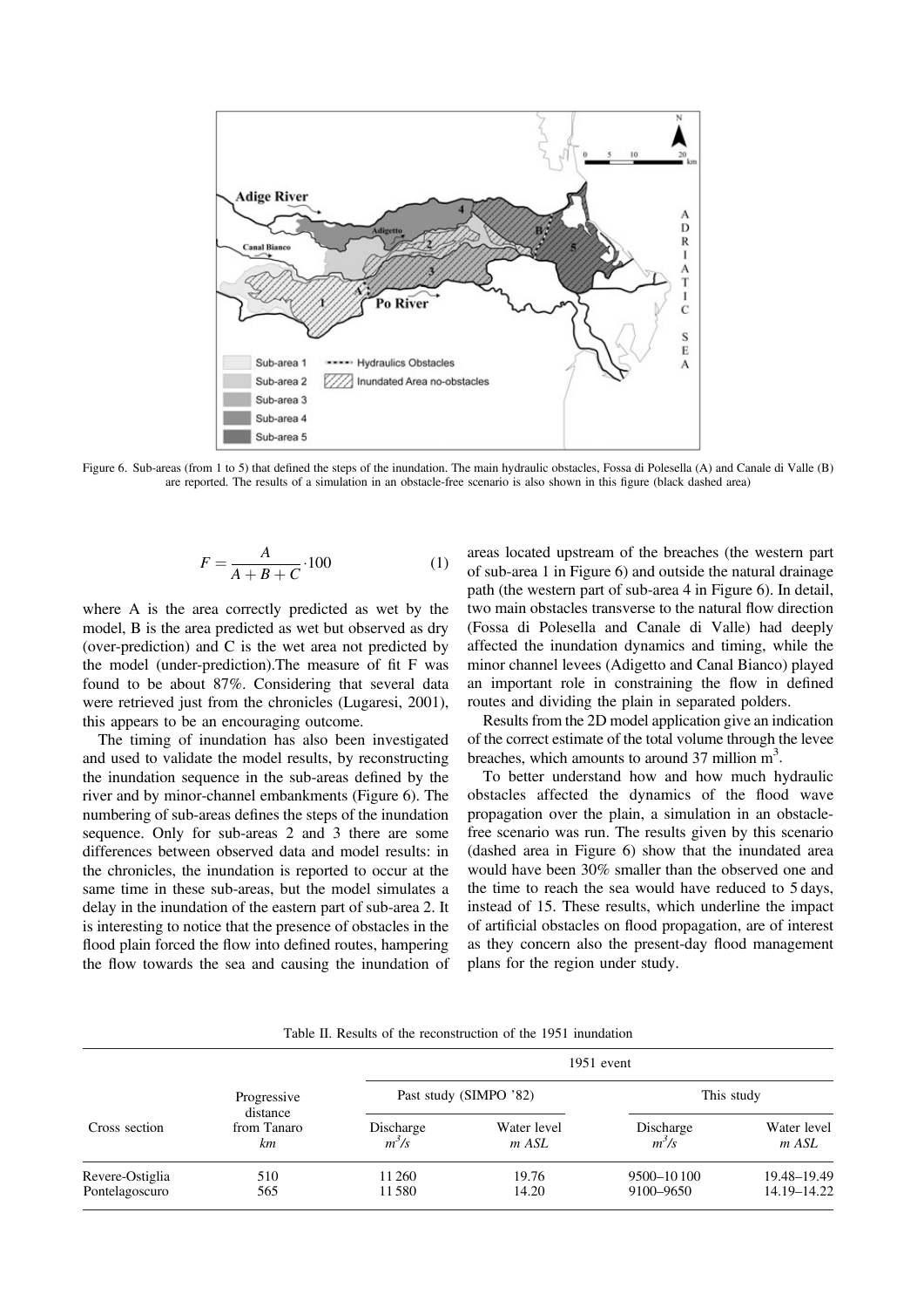Figure 6. Sub-areas (from 1 to 5) that defined the steps of the inundation. The main hydraulic obstacles, Fossa di Polesella (A) and Canale di Valle (B) are reported. The results of a simulation in an obstacle-free scenario is also shown in this figure (black dashed area)

$$F = \frac{A}{A + B + C} \cdot 100 \qquad (1)$$

where A is the area correctly predicted as wet by the model, B is the area predicted as wet but observed as dry (over-prediction) and C is the wet area not predicted by the model (under-prediction).The measure of fit F was found to be about 87%. Considering that several data were retrieved just from the chronicles (Lugaresi, 2001), this appears to be an encouraging outcome.

The timing of inundation has also been investigated and used to validate the model results, by reconstructing the inundation sequence in the sub-areas defined by the river and by minor-channel embankments (Figure 6). The numbering of sub-areas defines the steps of the inundation sequence. Only for sub-areas 2 and 3 there are some differences between observed data and model results: in the chronicles, the inundation is reported to occur at the same time in these sub-areas, but the model simulates a delay in the inundation of the eastern part of sub-area 2. It is interesting to notice that the presence of obstacles in the flood plain forced the flow into defined routes, hampering the flow towards the sea and causing the inundation of areas located upstream of the breaches (the western part of sub-area 1 in Figure 6) and outside the natural drainage path (the western part of sub-area 4 in Figure 6). In detail, two main obstacles transverse to the natural flow direction (Fossa di Polesella and Canale di Valle) had deeply affected the inundation dynamics and timing, while the minor channel levees (Adigetto and Canal Bianco) played an important role in constraining the flow in defined routes and dividing the plain in separated polders.

Results from the 2D model application give an indication of the correct estimate of the total volume through the levee breaches, which amounts to around 37 million $m^3$.

To better understand how and how much hydraulic obstacles affected the dynamics of the flood wave propagation over the plain, a simulation in an obstacle-free scenario was run. The results given by this scenario (dashed area in Figure 6) show that the inundated area would have been 30% smaller than the observed one and the time to reach the sea would have reduced to 5 days, instead of 15. These results, which underline the impact of artificial obstacles on flood propagation, are of interest as they concern also the present-day flood management plans for the region under study.

Table II. Results of the reconstruction of the 1951 inundation

| Cross section | Progressive distance from Tanaro *km* | 1951 event | | | |
|---|---|---|---|---|---|
| | | Past study (SIMPO '82) | | This study | |
| | | Discharge $m^3/s$ | Water level *m ASL* | Discharge $m^3/s$ | Water level *m ASL* |
| Revere-Ostiglia | 510 | 11 260 | 19.76 | 9500–10 100 | 19.48–19.49 |
| Pontelagoscuro | 565 | 11 580 | 14.20 | 9100–9650 | 14.19–14.22 |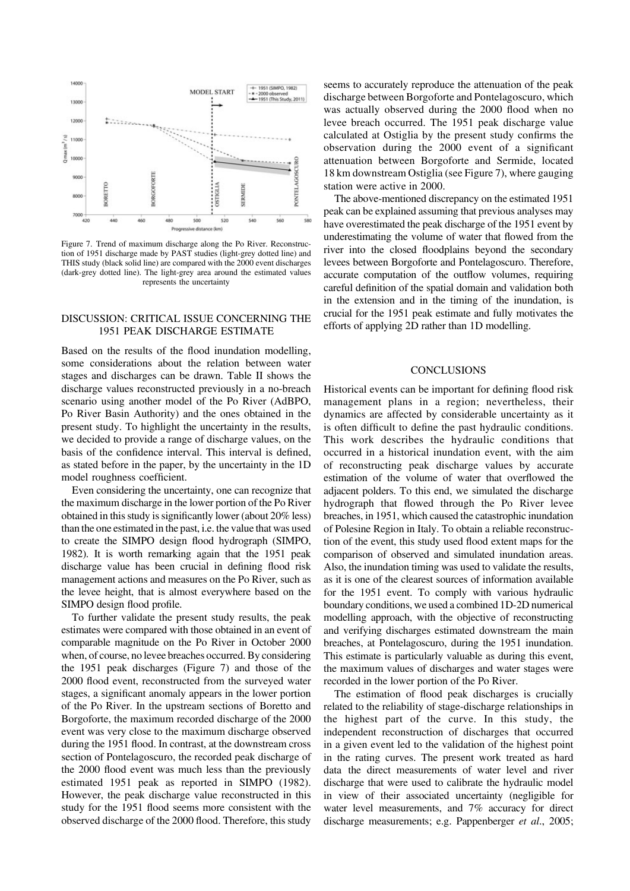Figure 7. Trend of maximum discharge along the Po River. Reconstruction of 1951 discharge made by PAST studies (light-grey dotted line) and THIS study (black solid line) are compared with the 2000 event discharges (dark-grey dotted line). The light-grey area around the estimated values represents the uncertainty

## DISCUSSION: CRITICAL ISSUE CONCERNING THE 1951 PEAK DISCHARGE ESTIMATE

Based on the results of the flood inundation modelling, some considerations about the relation between water stages and discharges can be drawn. Table II shows the discharge values reconstructed previously in a no-breach scenario using another model of the Po River (AdBPO, Po River Basin Authority) and the ones obtained in the present study. To highlight the uncertainty in the results, we decided to provide a range of discharge values, on the basis of the confidence interval. This interval is defined, as stated before in the paper, by the uncertainty in the 1D model roughness coefficient.

Even considering the uncertainty, one can recognize that the maximum discharge in the lower portion of the Po River obtained in this study is significantly lower (about 20% less) than the one estimated in the past, i.e. the value that was used to create the SIMPO design flood hydrograph (SIMPO, 1982). It is worth remarking again that the 1951 peak discharge value has been crucial in defining flood risk management actions and measures on the Po River, such as the levee height, that is almost everywhere based on the SIMPO design flood profile.

To further validate the present study results, the peak estimates were compared with those obtained in an event of comparable magnitude on the Po River in October 2000 when, of course, no levee breaches occurred. By considering the 1951 peak discharges (Figure 7) and those of the 2000 flood event, reconstructed from the surveyed water stages, a significant anomaly appears in the lower portion of the Po River. In the upstream sections of Boretto and Borgoforte, the maximum recorded discharge of the 2000 event was very close to the maximum discharge observed during the 1951 flood. In contrast, at the downstream cross section of Pontelagoscuro, the recorded peak discharge of the 2000 flood event was much less than the previously estimated 1951 peak as reported in SIMPO (1982). However, the peak discharge value reconstructed in this study for the 1951 flood seems more consistent with the observed discharge of the 2000 flood. Therefore, this study seems to accurately reproduce the attenuation of the peak discharge between Borgoforte and Pontelagoscuro, which was actually observed during the 2000 flood when no levee breach occurred. The 1951 peak discharge value calculated at Ostiglia by the present study confirms the observation during the 2000 event of a significant attenuation between Borgoforte and Sermide, located 18 km downstream Ostiglia (see Figure 7), where gauging station were active in 2000.

The above-mentioned discrepancy on the estimated 1951 peak can be explained assuming that previous analyses may have overestimated the peak discharge of the 1951 event by underestimating the volume of water that flowed from the river into the closed floodplains beyond the secondary levees between Borgoforte and Pontelagoscuro. Therefore, accurate computation of the outflow volumes, requiring careful definition of the spatial domain and validation both in the extension and in the timing of the inundation, is crucial for the 1951 peak estimate and fully motivates the efforts of applying 2D rather than 1D modelling.

## CONCLUSIONS

Historical events can be important for defining flood risk management plans in a region; nevertheless, their dynamics are affected by considerable uncertainty as it is often difficult to define the past hydraulic conditions. This work describes the hydraulic conditions that occurred in a historical inundation event, with the aim of reconstructing peak discharge values by accurate estimation of the volume of water that overflowed the adjacent polders. To this end, we simulated the discharge hydrograph that flowed through the Po River levee breaches, in 1951, which caused the catastrophic inundation of Polesine Region in Italy. To obtain a reliable reconstruction of the event, this study used flood extent maps for the comparison of observed and simulated inundation areas. Also, the inundation timing was used to validate the results, as it is one of the clearest sources of information available for the 1951 event. To comply with various hydraulic boundary conditions, we used a combined 1D-2D numerical modelling approach, with the objective of reconstructing and verifying discharges estimated downstream the main breaches, at Pontelagoscuro, during the 1951 inundation. This estimate is particularly valuable as during this event, the maximum values of discharges and water stages were recorded in the lower portion of the Po River.

The estimation of flood peak discharges is crucially related to the reliability of stage-discharge relationships in the highest part of the curve. In this study, the independent reconstruction of discharges that occurred in a given event led to the validation of the highest point in the rating curves. The present work treated as hard data the direct measurements of water level and river discharge that were used to calibrate the hydraulic model in view of their associated uncertainty (negligible for water level measurements, and 7% accuracy for direct discharge measurements; e.g. Pappenberger *et al*., 2005;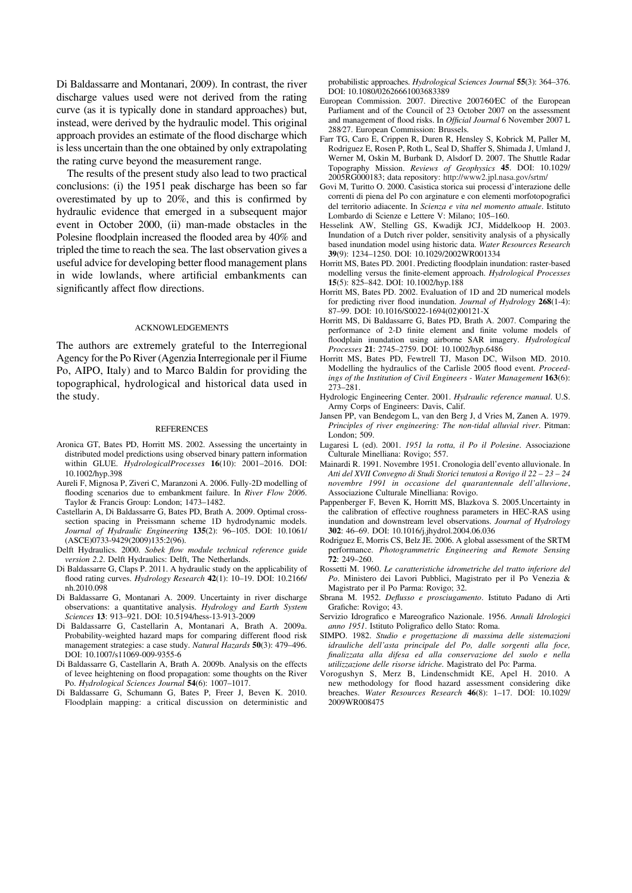Di Baldassarre and Montanari, 2009). In contrast, the river discharge values used were not derived from the rating curve (as it is typically done in standard approaches) but, instead, were derived by the hydraulic model. This original approach provides an estimate of the flood discharge which is less uncertain than the one obtained by only extrapolating the rating curve beyond the measurement range.

The results of the present study also lead to two practical conclusions: (i) the 1951 peak discharge has been so far overestimated by up to 20%, and this is confirmed by hydraulic evidence that emerged in a subsequent major event in October 2000, (ii) man-made obstacles in the Polesine floodplain increased the flooded area by 40% and tripled the time to reach the sea. The last observation gives a useful advice for developing better flood management plans in wide lowlands, where artificial embankments can significantly affect flow directions.

## ACKNOWLEDGEMENTS

The authors are extremely grateful to the Interregional Agency for the Po River (Agenzia Interregionale per il Fiume Po, AIPO, Italy) and to Marco Baldin for providing the topographical, hydrological and historical data used in the study.

## REFERENCES

Aronica GT, Bates PD, Horritt MS. 2002. Assessing the uncertainty in distributed model predictions using observed binary pattern information within GLUE. *HydrologicalProcesses* **16**(10): 2001–2016. DOI: 10.1002/hyp.398

Aureli F, Mignosa P, Ziveri C, Maranzoni A. 2006. Fully-2D modelling of flooding scenarios due to embankment failure. In *River Flow 2006*. Taylor & Francis Group: London; 1473–1482.

Castellarin A, Di Baldassarre G, Bates PD, Brath A. 2009. Optimal cross-section spacing in Preissmann scheme 1D hydrodynamic models. *Journal of Hydraulic Engineering* **135**(2): 96–105. DOI: 10.1061/(ASCE)0733-9429(2009)135:2(96).

Delft Hydraulics. 2000. *Sobek flow module technical reference guide version 2.2*. Delft Hydraulics: Delft, The Netherlands.

Di Baldassarre G, Claps P. 2011. A hydraulic study on the applicability of flood rating curves. *Hydrology Research* **42**(1): 10–19. DOI: 10.2166/nh.2010.098

Di Baldassarre G, Montanari A. 2009. Uncertainty in river discharge observations: a quantitative analysis. *Hydrology and Earth System Sciences* **13**: 913–921. DOI: 10.5194/hess-13-913-2009

Di Baldassarre G, Castellarin A, Montanari A, Brath A. 2009a. Probability-weighted hazard maps for comparing different flood risk management strategies: a case study. *Natural Hazards* **50**(3): 479–496. DOI: 10.1007/s11069-009-9355-6

Di Baldassarre G, Castellarin A, Brath A. 2009b. Analysis on the effects of levee heightening on flood propagation: some thoughts on the River Po. *Hydrological Sciences Journal* **54**(6): 1007–1017.

Di Baldassarre G, Schumann G, Bates P, Freer J, Beven K. 2010. Floodplain mapping: a critical discussion on deterministic and probabilistic approaches. *Hydrological Sciences Journal* **55**(3): 364–376. DOI: 10.1080/02626661003683389

European Commission. 2007. Directive 2007/60/EC of the European Parliament and of the Council of 23 October 2007 on the assessment and management of flood risks. In *Official Journal* 6 November 2007 L 288/27. European Commission: Brussels.

Farr TG, Caro E, Crippen R, Duren R, Hensley S, Kobrick M, Paller M, Rodriguez E, Rosen P, Roth L, Seal D, Shaffer S, Shimada J, Umland J, Werner M, Oskin M, Burbank D, Alsdorf D. 2007. The Shuttle Radar Topography Mission. *Reviews of Geophysics* **45**. DOI: 10.1029/2005RG000183; data repository: http://www2.jpl.nasa.gov/srtm/

Govi M, Turitto O. 2000. Casistica storica sui processi d'interazione delle correnti di piena del Po con arginature e con elementi morfotopografici del territorio adiacente. In *Scienza e vita nel momento attuale*. Istituto Lombardo di Scienze e Lettere V: Milano; 105–160.

Hesselink AW, Stelling GS, Kwadijk JCJ, Middelkoop H. 2003. Inundation of a Dutch river polder, sensitivity analysis of a physically based inundation model using historic data. *Water Resources Research* **39**(9): 1234–1250. DOI: 10.1029/2002WR001334

Horritt MS, Bates PD. 2001. Predicting floodplain inundation: raster-based modelling versus the finite-element approach. *Hydrological Processes* **15**(5): 825–842. DOI: 10.1002/hyp.188

Horritt MS, Bates PD. 2002. Evaluation of 1D and 2D numerical models for predicting river flood inundation. *Journal of Hydrology* **268**(1-4): 87–99. DOI: 10.1016/S0022-1694(02)00121-X

Horritt MS, Di Baldassarre G, Bates PD, Brath A. 2007. Comparing the performance of 2-D finite element and finite volume models of floodplain inundation using airborne SAR imagery. *Hydrological Processes* **21**: 2745–2759. DOI: 10.1002/hyp.6486

Horritt MS, Bates PD, Fewtrell TJ, Mason DC, Wilson MD. 2010. Modelling the hydraulics of the Carlisle 2005 flood event. *Proceedings of the Institution of Civil Engineers - Water Management* **163**(6): 273–281.

Hydrologic Engineering Center. 2001. *Hydraulic reference manual*. U.S. Army Corps of Engineers: Davis, Calif.

Jansen PP, van Bendegom L, van den Berg J, d Vries M, Zanen A. 1979. *Principles of river engineering: The non-tidal alluvial river*. Pitman: London; 509.

Lugaresi L (ed). 2001. *1951 la rotta, il Po il Polesine*. Associazione Culturale Minelliana: Rovigo; 557.

Mainardi R. 1991. Novembre 1951. Cronologia dell'evento alluvionale. In *Atti del XVII Convegno di Studi Storici tenutosi a Rovigo il 22 – 23 – 24 novembre 1991 in occasione del quarantennale dell'alluvione*, Associazione Culturale Minelliana: Rovigo.

Pappenberger F, Beven K, Horritt MS, Blazkova S. 2005.Uncertainty in the calibration of effective roughness parameters in HEC-RAS using inundation and downstream level observations. *Journal of Hydrology* **302**: 46–69. DOI: 10.1016/j.jhydrol.2004.06.036

Rodriguez E, Morris CS, Belz JE. 2006. A global assessment of the SRTM performance. *Photogrammetric Engineering and Remote Sensing* **72**: 249–260.

Rossetti M. 1960. *Le caratteristiche idrometriche del tratto inferiore del Po*. Ministero dei Lavori Pubblici, Magistrato per il Po Venezia & Magistrato per il Po Parma: Rovigo; 32.

Sbrana M. 1952. *Deflusso e prosciugamento*. Istituto Padano di Arti Grafiche: Rovigo; 43.

Servizio Idrografico e Mareografico Nazionale. 1956. *Annali Idrologici anno 1951*. Istituto Poligrafico dello Stato: Roma.

SIMPO. 1982. *Studio e progettazione di massima delle sistemazioni idrauliche dell'asta principale del Po, dalle sorgenti alla foce, finalizzata alla difesa ed alla conservazione del suolo e nella utilizzazione delle risorse idriche*. Magistrato del Po: Parma.

Vorogushyn S, Merz B, Lindenschmidt KE, Apel H. 2010. A new methodology for flood hazard assessment considering dike breaches. *Water Resources Research* **46**(8): 1–17. DOI: 10.1029/2009WR008475